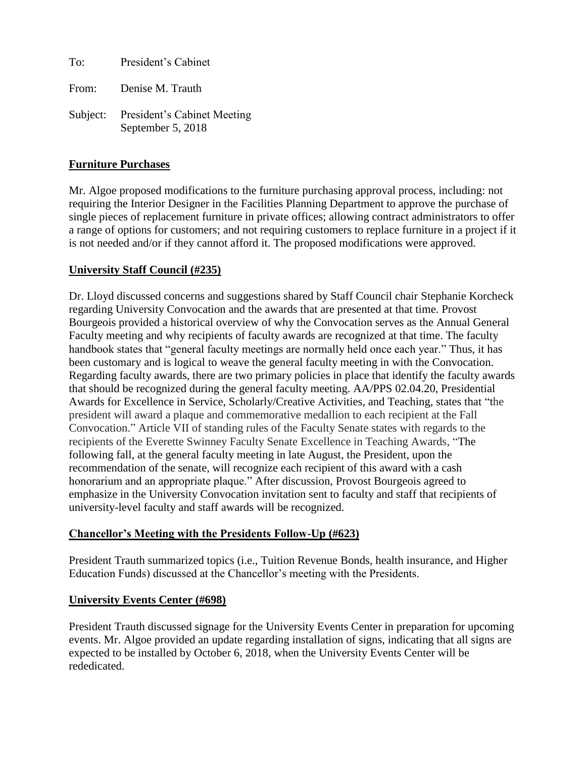To: President's Cabinet

From: Denise M. Trauth

Subject: President's Cabinet Meeting
September 5, 2018

**Furniture Purchases**

Mr. Algoe proposed modifications to the furniture purchasing approval process, including: not requiring the Interior Designer in the Facilities Planning Department to approve the purchase of single pieces of replacement furniture in private offices; allowing contract administrators to offer a range of options for customers; and not requiring customers to replace furniture in a project if it is not needed and/or if they cannot afford it. The proposed modifications were approved.

**University Staff Council (#235)**

Dr. Lloyd discussed concerns and suggestions shared by Staff Council chair Stephanie Korcheck regarding University Convocation and the awards that are presented at that time. Provost Bourgeois provided a historical overview of why the Convocation serves as the Annual General Faculty meeting and why recipients of faculty awards are recognized at that time. The faculty handbook states that "general faculty meetings are normally held once each year." Thus, it has been customary and is logical to weave the general faculty meeting in with the Convocation. Regarding faculty awards, there are two primary policies in place that identify the faculty awards that should be recognized during the general faculty meeting. AA/PPS 02.04.20, Presidential Awards for Excellence in Service, Scholarly/Creative Activities, and Teaching, states that "the president will award a plaque and commemorative medallion to each recipient at the Fall Convocation." Article VII of standing rules of the Faculty Senate states with regards to the recipients of the Everette Swinney Faculty Senate Excellence in Teaching Awards, "The following fall, at the general faculty meeting in late August, the President, upon the recommendation of the senate, will recognize each recipient of this award with a cash honorarium and an appropriate plaque." After discussion, Provost Bourgeois agreed to emphasize in the University Convocation invitation sent to faculty and staff that recipients of university-level faculty and staff awards will be recognized.

**Chancellor's Meeting with the Presidents Follow-Up (#623)**

President Trauth summarized topics (i.e., Tuition Revenue Bonds, health insurance, and Higher Education Funds) discussed at the Chancellor's meeting with the Presidents.

**University Events Center (#698)**

President Trauth discussed signage for the University Events Center in preparation for upcoming events. Mr. Algoe provided an update regarding installation of signs, indicating that all signs are expected to be installed by October 6, 2018, when the University Events Center will be rededicated.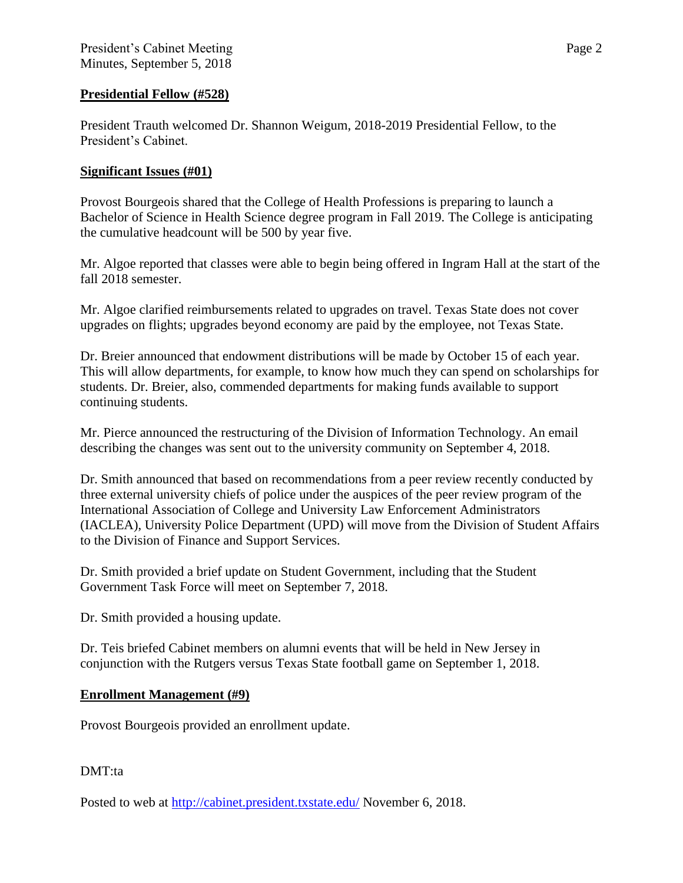**Presidential Fellow (#528)**

President Trauth welcomed Dr. Shannon Weigum, 2018-2019 Presidential Fellow, to the President's Cabinet.

**Significant Issues (#01)**

Provost Bourgeois shared that the College of Health Professions is preparing to launch a Bachelor of Science in Health Science degree program in Fall 2019. The College is anticipating the cumulative headcount will be 500 by year five.

Mr. Algoe reported that classes were able to begin being offered in Ingram Hall at the start of the fall 2018 semester.

Mr. Algoe clarified reimbursements related to upgrades on travel. Texas State does not cover upgrades on flights; upgrades beyond economy are paid by the employee, not Texas State.

Dr. Breier announced that endowment distributions will be made by October 15 of each year. This will allow departments, for example, to know how much they can spend on scholarships for students. Dr. Breier, also, commended departments for making funds available to support continuing students.

Mr. Pierce announced the restructuring of the Division of Information Technology. An email describing the changes was sent out to the university community on September 4, 2018.

Dr. Smith announced that based on recommendations from a peer review recently conducted by three external university chiefs of police under the auspices of the peer review program of the International Association of College and University Law Enforcement Administrators (IACLEA), University Police Department (UPD) will move from the Division of Student Affairs to the Division of Finance and Support Services.

Dr. Smith provided a brief update on Student Government, including that the Student Government Task Force will meet on September 7, 2018.

Dr. Smith provided a housing update.

Dr. Teis briefed Cabinet members on alumni events that will be held in New Jersey in conjunction with the Rutgers versus Texas State football game on September 1, 2018.

**Enrollment Management (#9)**

Provost Bourgeois provided an enrollment update.

DMT:ta

Posted to web at http://cabinet.president.txstate.edu/ November 6, 2018.